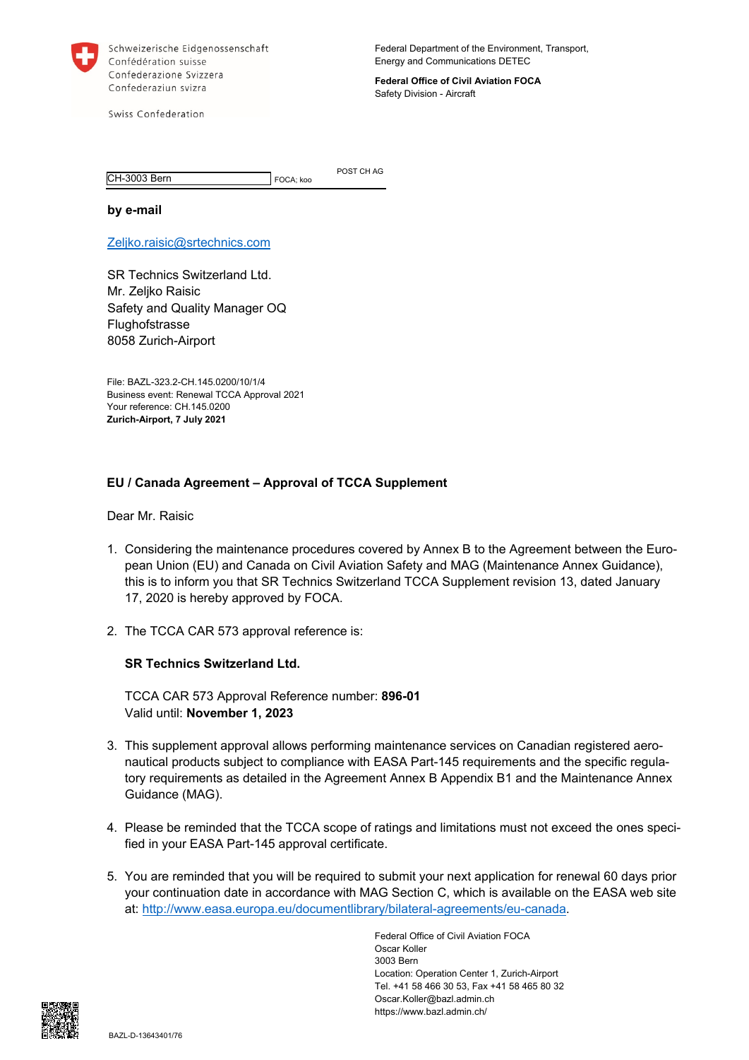Schweizerische Eidgenossenschaft
Confédération suisse
Confederazione Svizzera
Confederaziun svizra

Swiss Confederation

Federal Department of the Environment, Transport, Energy and Communications DETEC

**Federal Office of Civil Aviation FOCA**
Safety Division - Aircraft

CH-3003 Bern FOCA; koo POST CH AG

**by e-mail**

Zeljko.raisic@srtechnics.com

SR Technics Switzerland Ltd.
Mr. Zeljko Raisic
Safety and Quality Manager OQ
Flughofstrasse
8058 Zurich-Airport

File: BAZL-323.2-CH.145.0200/10/1/4
Business event: Renewal TCCA Approval 2021
Your reference: CH.145.0200
**Zurich-Airport, 7 July 2021**

**EU / Canada Agreement – Approval of TCCA Supplement**

Dear Mr. Raisic

1. Considering the maintenance procedures covered by Annex B to the Agreement between the European Union (EU) and Canada on Civil Aviation Safety and MAG (Maintenance Annex Guidance), this is to inform you that SR Technics Switzerland TCCA Supplement revision 13, dated January 17, 2020 is hereby approved by FOCA.

2. The TCCA CAR 573 approval reference is:

   **SR Technics Switzerland Ltd.**

   TCCA CAR 573 Approval Reference number: **896-01**
   Valid until: **November 1, 2023**

3. This supplement approval allows performing maintenance services on Canadian registered aeronautical products subject to compliance with EASA Part-145 requirements and the specific regulatory requirements as detailed in the Agreement Annex B Appendix B1 and the Maintenance Annex Guidance (MAG).

4. Please be reminded that the TCCA scope of ratings and limitations must not exceed the ones specified in your EASA Part-145 approval certificate.

5. You are reminded that you will be required to submit your next application for renewal 60 days prior your continuation date in accordance with MAG Section C, which is available on the EASA web site at: http://www.easa.europa.eu/documentlibrary/bilateral-agreements/eu-canada.

Federal Office of Civil Aviation FOCA
Oscar Koller
3003 Bern
Location: Operation Center 1, Zurich-Airport
Tel. +41 58 466 30 53, Fax +41 58 465 80 32
Oscar.Koller@bazl.admin.ch
https://www.bazl.admin.ch/

BAZL-D-13643401/76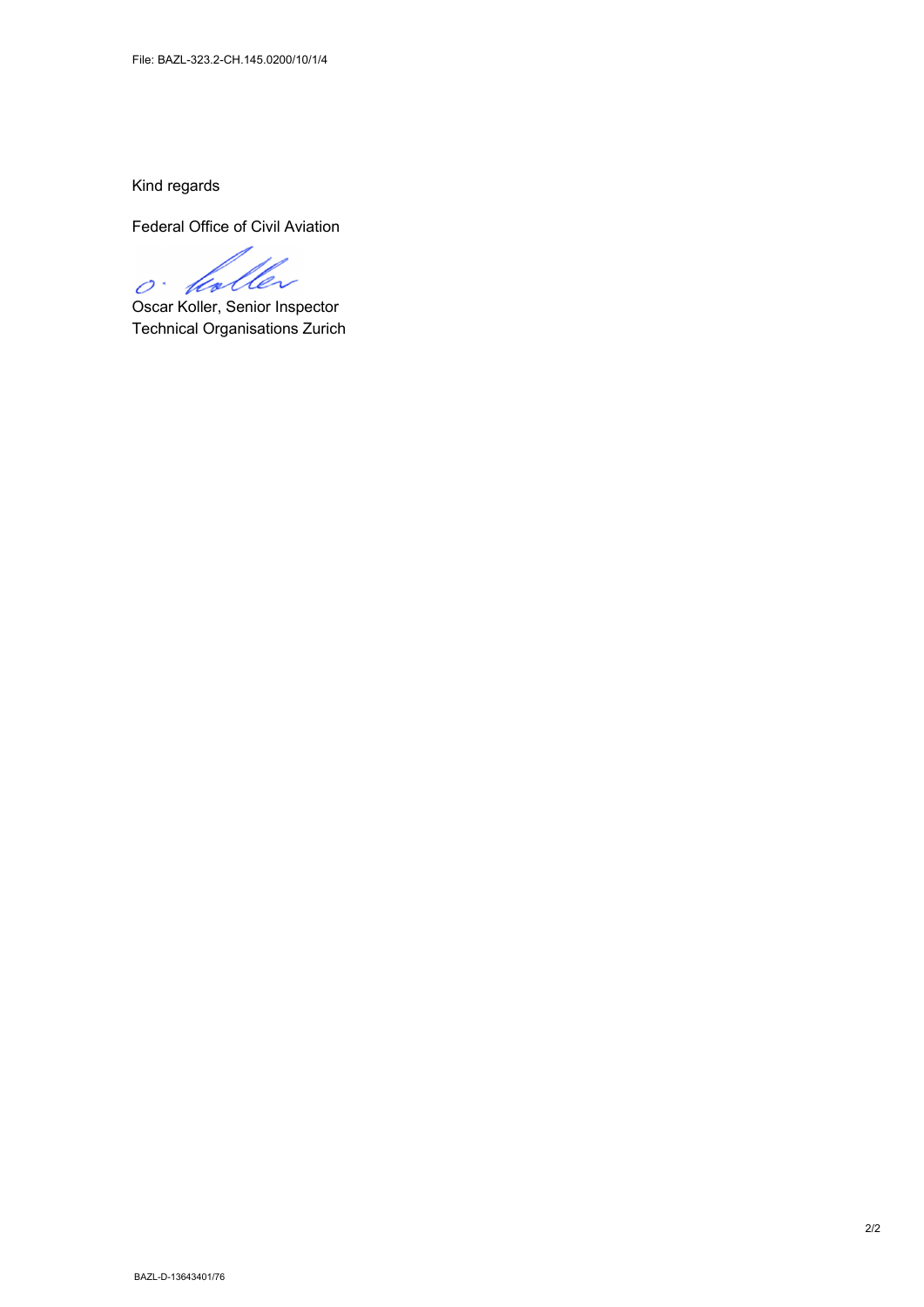File: BAZL-323.2-CH.145.0200/10/1/4

Kind regards

Federal Office of Civil Aviation

Oscar Koller, Senior Inspector
Technical Organisations Zurich

BAZL-D-13643401/76